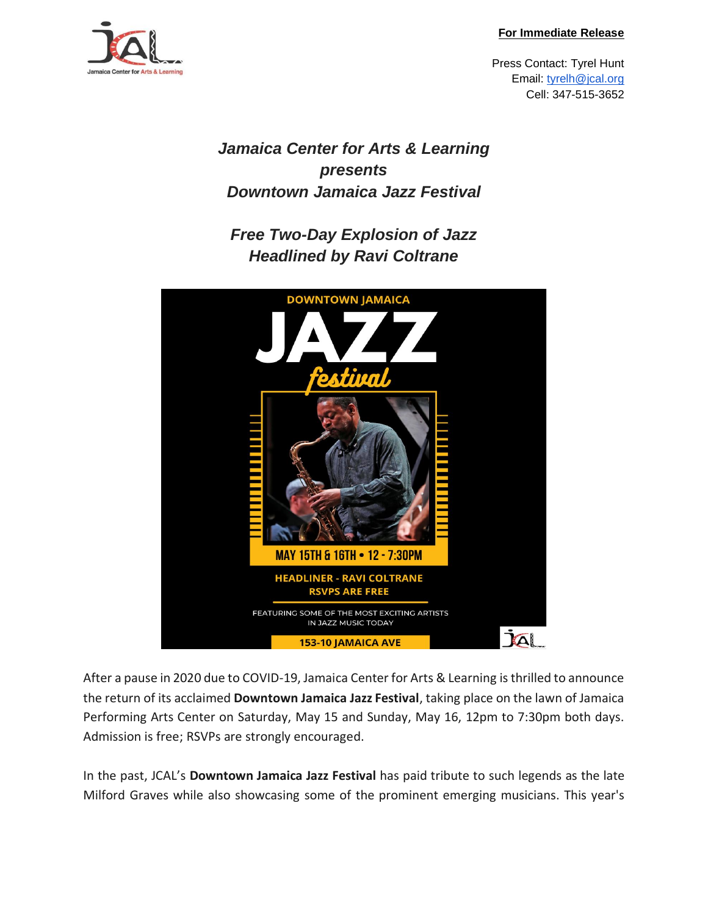**For Immediate Release**

Press Contact: Tyrel Hunt
Email: tyrelh@jcal.org
Cell: 347-515-3652

# *Jamaica Center for Arts & Learning presents Downtown Jamaica Jazz Festival*

## *Free Two-Day Explosion of Jazz Headlined by Ravi Coltrane*

After a pause in 2020 due to COVID-19, Jamaica Center for Arts & Learning is thrilled to announce the return of its acclaimed **Downtown Jamaica Jazz Festival**, taking place on the lawn of Jamaica Performing Arts Center on Saturday, May 15 and Sunday, May 16, 12pm to 7:30pm both days. Admission is free; RSVPs are strongly encouraged.

In the past, JCAL's **Downtown Jamaica Jazz Festival** has paid tribute to such legends as the late Milford Graves while also showcasing some of the prominent emerging musicians. This year's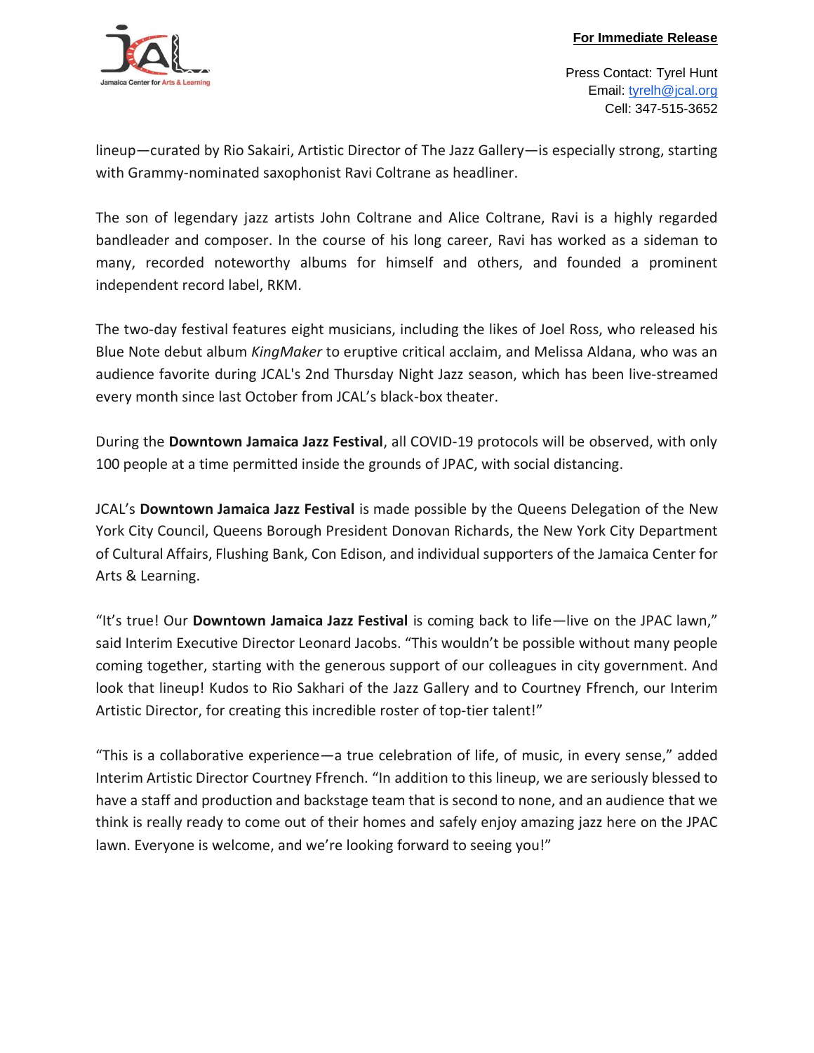lineup—curated by Rio Sakairi, Artistic Director of The Jazz Gallery—is especially strong, starting with Grammy-nominated saxophonist Ravi Coltrane as headliner.

The son of legendary jazz artists John Coltrane and Alice Coltrane, Ravi is a highly regarded bandleader and composer. In the course of his long career, Ravi has worked as a sideman to many, recorded noteworthy albums for himself and others, and founded a prominent independent record label, RKM.

The two-day festival features eight musicians, including the likes of Joel Ross, who released his Blue Note debut album *KingMaker* to eruptive critical acclaim, and Melissa Aldana, who was an audience favorite during JCAL's 2nd Thursday Night Jazz season, which has been live-streamed every month since last October from JCAL's black-box theater.

During the **Downtown Jamaica Jazz Festival**, all COVID-19 protocols will be observed, with only 100 people at a time permitted inside the grounds of JPAC, with social distancing.

JCAL's **Downtown Jamaica Jazz Festival** is made possible by the Queens Delegation of the New York City Council, Queens Borough President Donovan Richards, the New York City Department of Cultural Affairs, Flushing Bank, Con Edison, and individual supporters of the Jamaica Center for Arts & Learning.

"It's true! Our **Downtown Jamaica Jazz Festival** is coming back to life—live on the JPAC lawn," said Interim Executive Director Leonard Jacobs. "This wouldn't be possible without many people coming together, starting with the generous support of our colleagues in city government. And look that lineup! Kudos to Rio Sakhari of the Jazz Gallery and to Courtney Ffrench, our Interim Artistic Director, for creating this incredible roster of top-tier talent!"

"This is a collaborative experience—a true celebration of life, of music, in every sense," added Interim Artistic Director Courtney Ffrench. "In addition to this lineup, we are seriously blessed to have a staff and production and backstage team that is second to none, and an audience that we think is really ready to come out of their homes and safely enjoy amazing jazz here on the JPAC lawn. Everyone is welcome, and we're looking forward to seeing you!"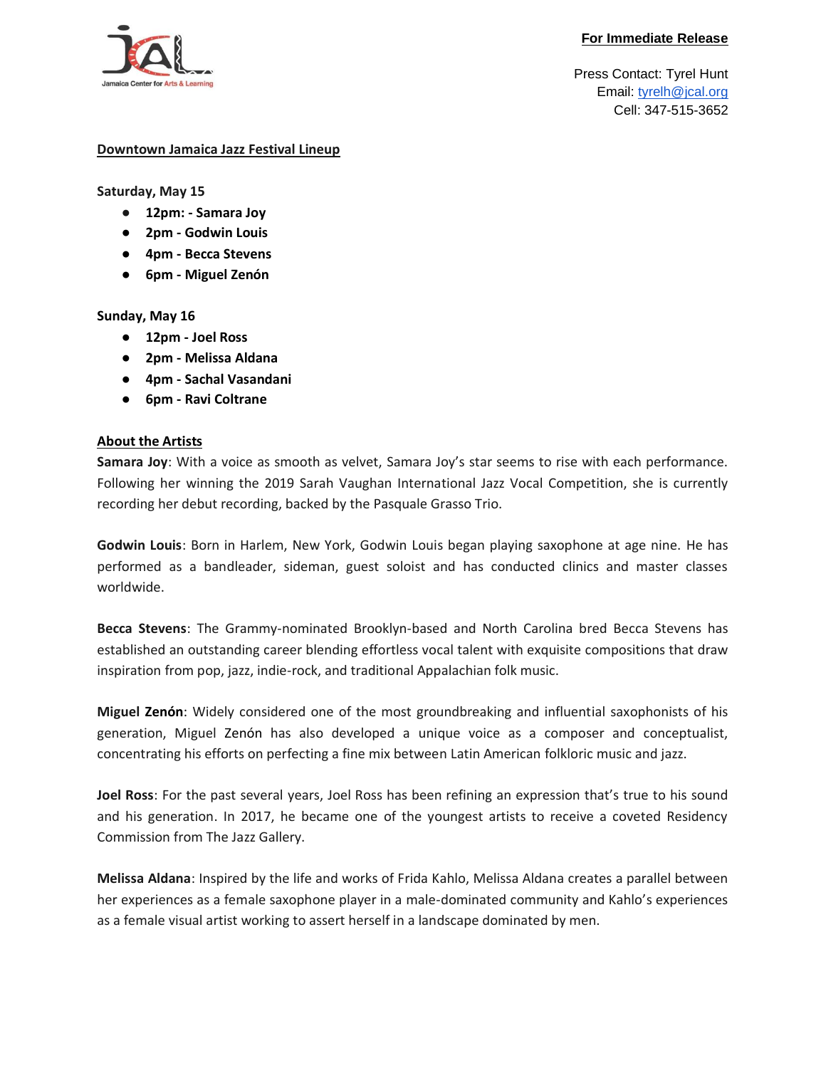**For Immediate Release**

Press Contact: Tyrel Hunt
Email: tyrelh@jcal.org
Cell: 347-515-3652

## Downtown Jamaica Jazz Festival Lineup

**Saturday, May 15**

- **12pm: - Samara Joy**
- **2pm - Godwin Louis**
- **4pm - Becca Stevens**
- **6pm - Miguel Zenón**

**Sunday, May 16**

- **12pm - Joel Ross**
- **2pm - Melissa Aldana**
- **4pm - Sachal Vasandani**
- **6pm - Ravi Coltrane**

## About the Artists

**Samara Joy**: With a voice as smooth as velvet, Samara Joy's star seems to rise with each performance. Following her winning the 2019 Sarah Vaughan International Jazz Vocal Competition, she is currently recording her debut recording, backed by the Pasquale Grasso Trio.

**Godwin Louis**: Born in Harlem, New York, Godwin Louis began playing saxophone at age nine. He has performed as a bandleader, sideman, guest soloist and has conducted clinics and master classes worldwide.

**Becca Stevens**: The Grammy-nominated Brooklyn-based and North Carolina bred Becca Stevens has established an outstanding career blending effortless vocal talent with exquisite compositions that draw inspiration from pop, jazz, indie-rock, and traditional Appalachian folk music.

**Miguel Zenón**: Widely considered one of the most groundbreaking and influential saxophonists of his generation, Miguel Zenón has also developed a unique voice as a composer and conceptualist, concentrating his efforts on perfecting a fine mix between Latin American folkloric music and jazz.

**Joel Ross**: For the past several years, Joel Ross has been refining an expression that's true to his sound and his generation. In 2017, he became one of the youngest artists to receive a coveted Residency Commission from The Jazz Gallery.

**Melissa Aldana**: Inspired by the life and works of Frida Kahlo, Melissa Aldana creates a parallel between her experiences as a female saxophone player in a male-dominated community and Kahlo's experiences as a female visual artist working to assert herself in a landscape dominated by men.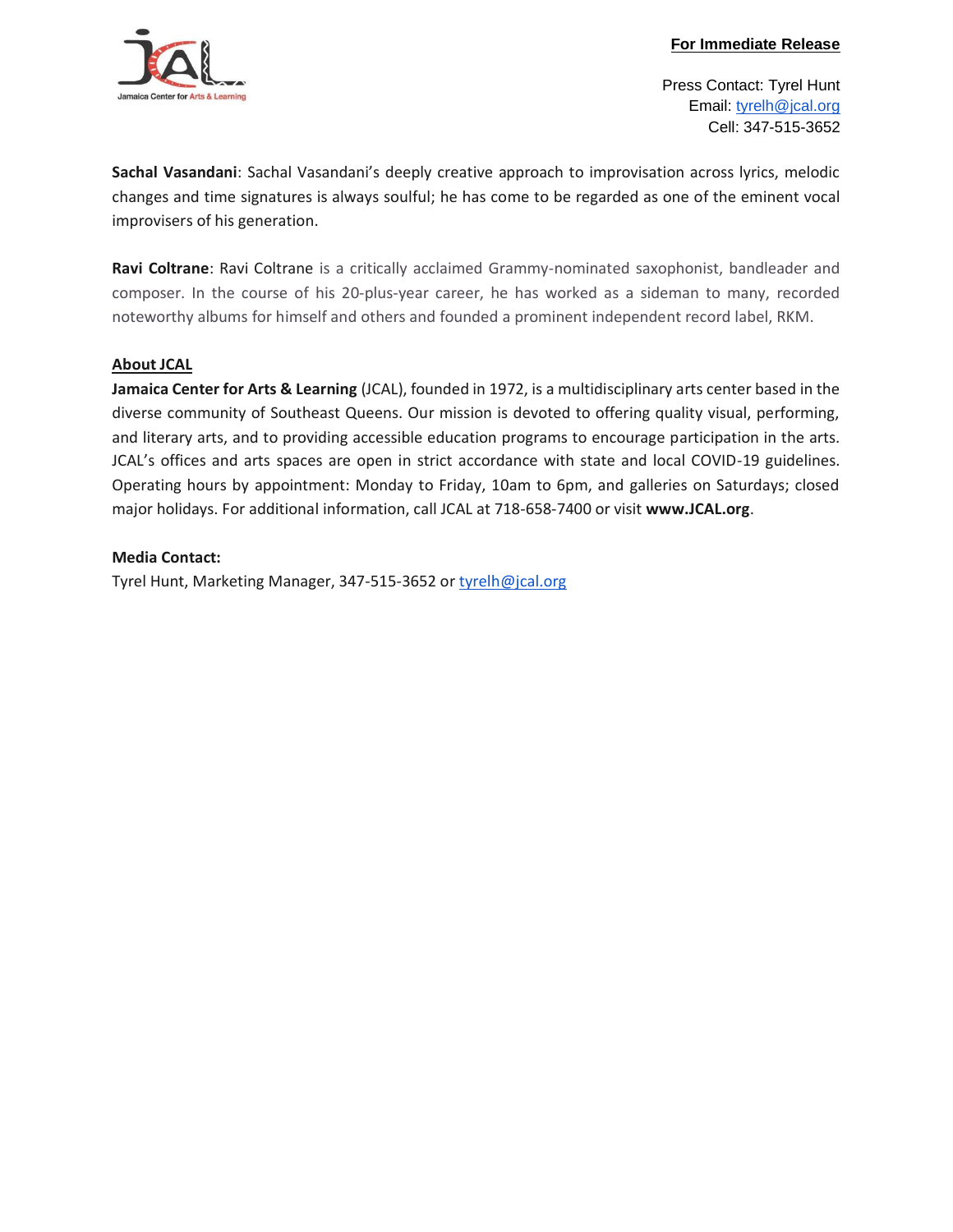**For Immediate Release**

Press Contact: Tyrel Hunt
Email: tyrelh@jcal.org
Cell: 347-515-3652

**Sachal Vasandani**: Sachal Vasandani's deeply creative approach to improvisation across lyrics, melodic changes and time signatures is always soulful; he has come to be regarded as one of the eminent vocal improvisers of his generation.

**Ravi Coltrane**: Ravi Coltrane is a critically acclaimed Grammy-nominated saxophonist, bandleader and composer. In the course of his 20-plus-year career, he has worked as a sideman to many, recorded noteworthy albums for himself and others and founded a prominent independent record label, RKM.

**About JCAL**

**Jamaica Center for Arts & Learning** (JCAL), founded in 1972, is a multidisciplinary arts center based in the diverse community of Southeast Queens. Our mission is devoted to offering quality visual, performing, and literary arts, and to providing accessible education programs to encourage participation in the arts. JCAL's offices and arts spaces are open in strict accordance with state and local COVID-19 guidelines. Operating hours by appointment: Monday to Friday, 10am to 6pm, and galleries on Saturdays; closed major holidays. For additional information, call JCAL at 718-658-7400 or visit **www.JCAL.org**.

**Media Contact:**

Tyrel Hunt, Marketing Manager, 347-515-3652 or tyrelh@jcal.org